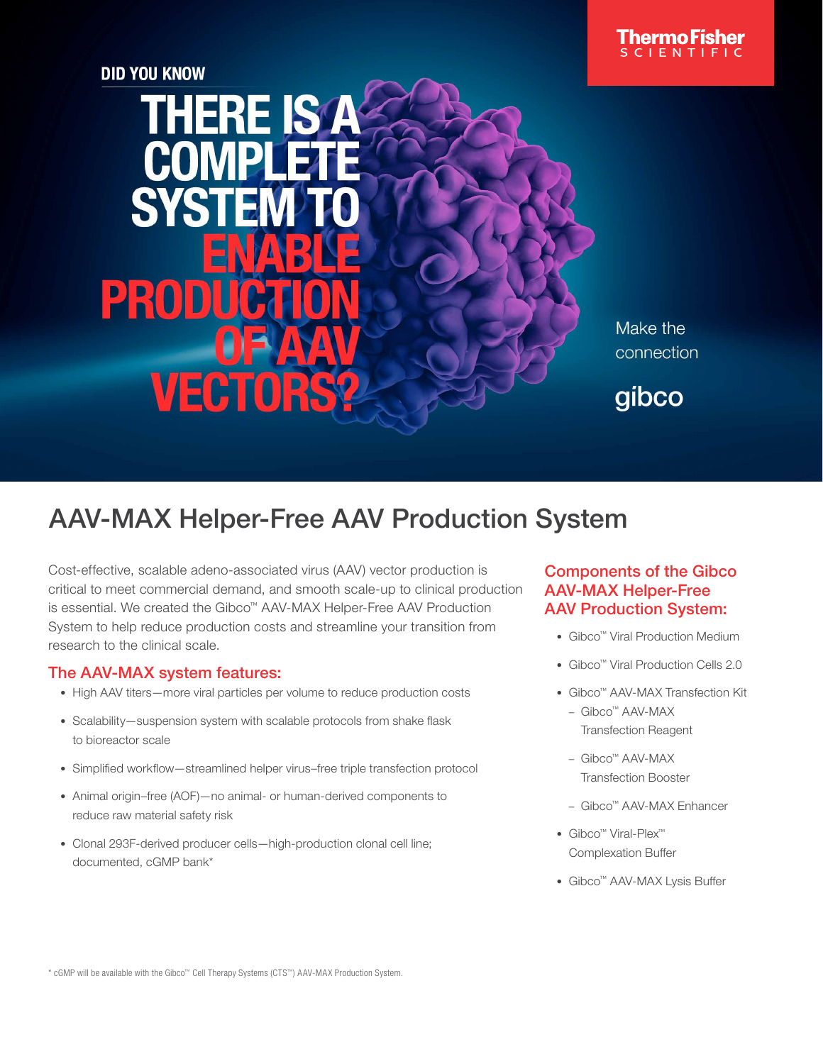DID YOU KNOW

# THERE IS A COMPLETE SYSTEM TO ENABLE PRODUCTION OF AAV VECTORS?

Make the connection

gibco

# AAV-MAX Helper-Free AAV Production System

Cost-effective, scalable adeno-associated virus (AAV) vector production is critical to meet commercial demand, and smooth scale-up to clinical production is essential. We created the Gibco™ AAV-MAX Helper-Free AAV Production System to help reduce production costs and streamline your transition from research to the clinical scale.

## The AAV-MAX system features:

- High AAV titers—more viral particles per volume to reduce production costs
- Scalability—suspension system with scalable protocols from shake flask to bioreactor scale
- Simplified workflow—streamlined helper virus–free triple transfection protocol
- Animal origin–free (AOF)—no animal- or human-derived components to reduce raw material safety risk
- Clonal 293F-derived producer cells—high-production clonal cell line; documented, cGMP bank*

## Components of the Gibco AAV-MAX Helper-Free AAV Production System:

- Gibco™ Viral Production Medium
- Gibco™ Viral Production Cells 2.0
- Gibco™ AAV-MAX Transfection Kit
  - Gibco™ AAV-MAX Transfection Reagent
  - Gibco™ AAV-MAX Transfection Booster
  - Gibco™ AAV-MAX Enhancer
- Gibco™ Viral-Plex™ Complexation Buffer
- Gibco™ AAV-MAX Lysis Buffer

* cGMP will be available with the Gibco™ Cell Therapy Systems (CTS™) AAV-MAX Production System.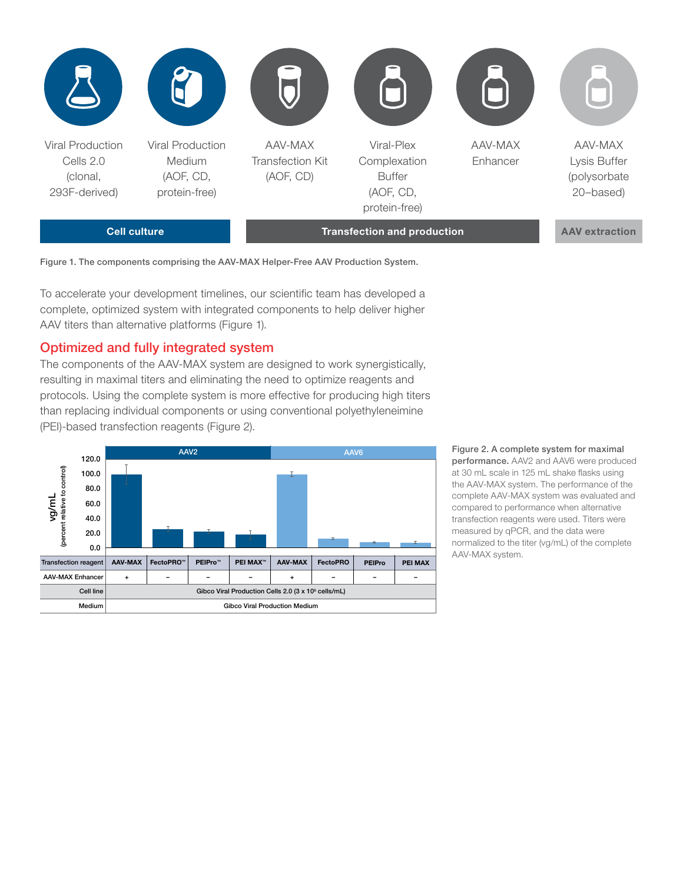Viral Production Cells 2.0 (clonal, 293F-derived)

Viral Production Medium (AOF, CD, protein-free)

AAV-MAX Transfection Kit (AOF, CD)

Viral-Plex Complexation Buffer (AOF, CD, protein-free)

AAV-MAX Enhancer

AAV-MAX Lysis Buffer (polysorbate 20–based)

**Cell culture** | **Transfection and production** | **AAV extraction**

**Figure 1. The components comprising the AAV-MAX Helper-Free AAV Production System.**

To accelerate your development timelines, our scientific team has developed a complete, optimized system with integrated components to help deliver higher AAV titers than alternative platforms (Figure 1).

## Optimized and fully integrated system

The components of the AAV-MAX system are designed to work synergistically, resulting in maximal titers and eliminating the need to optimize reagents and protocols. Using the complete system is more effective for producing high titers than replacing individual components or using conventional polyethyleneimine (PEI)-based transfection reagents (Figure 2).

| | AAV2 | | | | AAV6 | | | |
|---|---|---|---|---|---|---|---|---|
| Transfection reagent | AAV-MAX | FectoPRO™ | PEIPro™ | PEI MAX™ | AAV-MAX | FectoPRO | PEIPro | PEI MAX |
| AAV-MAX Enhancer | + | – | – | – | + | – | – | – |
| Cell line | Gibco Viral Production Cells 2.0 (3 x $10^6$ cells/mL) | | | | | | | |
| Medium | Gibco Viral Production Medium | | | | | | | |

**Figure 2. A complete system for maximal performance.** AAV2 and AAV6 were produced at 30 mL scale in 125 mL shake flasks using the AAV-MAX system. The performance of the complete AAV-MAX system was evaluated and compared to performance when alternative transfection reagents were used. Titers were measured by qPCR, and the data were normalized to the titer (vg/mL) of the complete AAV-MAX system.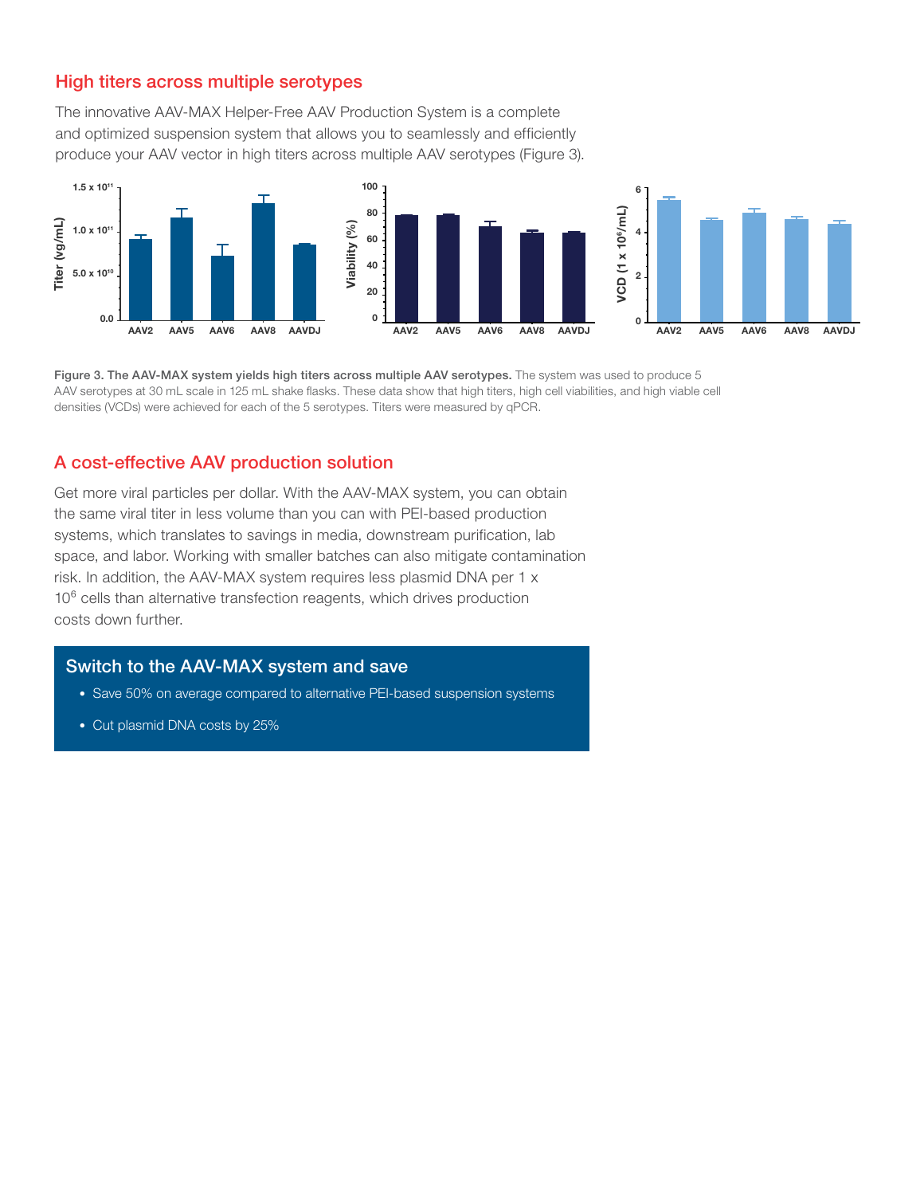## High titers across multiple serotypes

The innovative AAV-MAX Helper-Free AAV Production System is a complete and optimized suspension system that allows you to seamlessly and efficiently produce your AAV vector in high titers across multiple AAV serotypes (Figure 3).

**Figure 3. The AAV-MAX system yields high titers across multiple AAV serotypes.** The system was used to produce 5 AAV serotypes at 30 mL scale in 125 mL shake flasks. These data show that high titers, high cell viabilities, and high viable cell densities (VCDs) were achieved for each of the 5 serotypes. Titers were measured by qPCR.

## A cost-effective AAV production solution

Get more viral particles per dollar. With the AAV-MAX system, you can obtain the same viral titer in less volume than you can with PEI-based production systems, which translates to savings in media, downstream purification, lab space, and labor. Working with smaller batches can also mitigate contamination risk. In addition, the AAV-MAX system requires less plasmid DNA per 1 x $10^6$ cells than alternative transfection reagents, which drives production costs down further.

### Switch to the AAV-MAX system and save

- Save 50% on average compared to alternative PEI-based suspension systems
- Cut plasmid DNA costs by 25%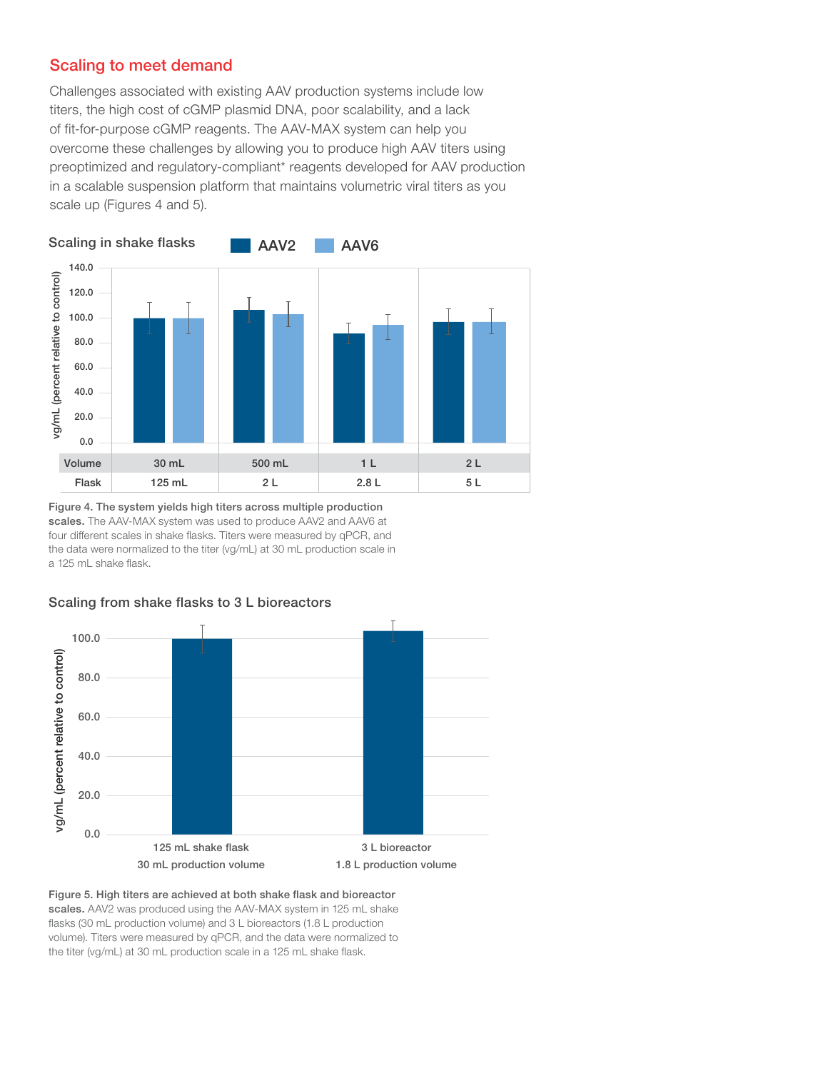## Scaling to meet demand

Challenges associated with existing AAV production systems include low titers, the high cost of cGMP plasmid DNA, poor scalability, and a lack of fit-for-purpose cGMP reagents. The AAV-MAX system can help you overcome these challenges by allowing you to produce high AAV titers using preoptimized and regulatory-compliant* reagents developed for AAV production in a scalable suspension platform that maintains volumetric viral titers as you scale up (Figures 4 and 5).

### Scaling in shake flasks

| Volume | 30 mL | 500 mL | 1 L | 2 L |
|---|---|---|---|---|
| Flask | 125 mL | 2 L | 2.8 L | 5 L |

**Figure 4. The system yields high titers across multiple production scales.** The AAV-MAX system was used to produce AAV2 and AAV6 at four different scales in shake flasks. Titers were measured by qPCR, and the data were normalized to the titer (vg/mL) at 30 mL production scale in a 125 mL shake flask.

### Scaling from shake flasks to 3 L bioreactors

**Figure 5. High titers are achieved at both shake flask and bioreactor scales.** AAV2 was produced using the AAV-MAX system in 125 mL shake flasks (30 mL production volume) and 3 L bioreactors (1.8 L production volume). Titers were measured by qPCR, and the data were normalized to the titer (vg/mL) at 30 mL production scale in a 125 mL shake flask.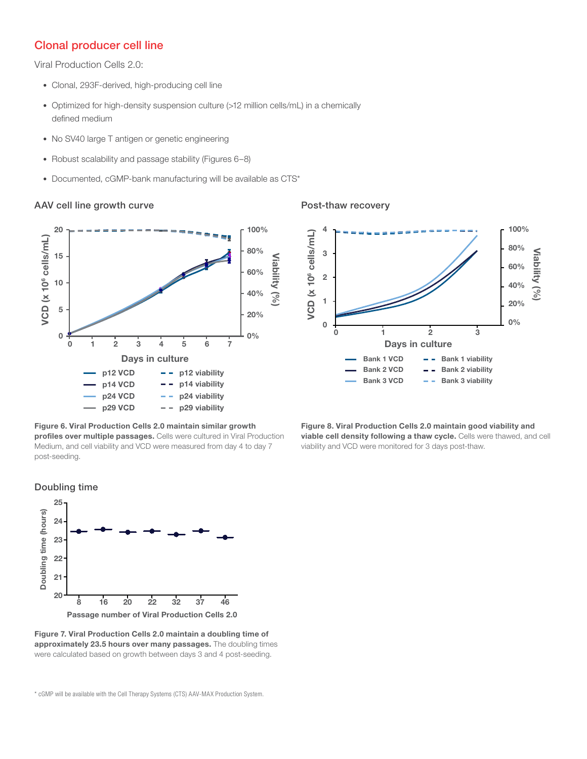## Clonal producer cell line

Viral Production Cells 2.0:

- Clonal, 293F-derived, high-producing cell line
- Optimized for high-density suspension culture (>12 million cells/mL) in a chemically defined medium
- No SV40 large T antigen or genetic engineering
- Robust scalability and passage stability (Figures 6–8)
- Documented, cGMP-bank manufacturing will be available as CTS*

### AAV cell line growth curve

**Figure 6. Viral Production Cells 2.0 maintain similar growth profiles over multiple passages.** Cells were cultured in Viral Production Medium, and cell viability and VCD were measured from day 4 to day 7 post-seeding.

### Post-thaw recovery

**Figure 8. Viral Production Cells 2.0 maintain good viability and viable cell density following a thaw cycle.** Cells were thawed, and cell viability and VCD were monitored for 3 days post-thaw.

### Doubling time

**Figure 7. Viral Production Cells 2.0 maintain a doubling time of approximately 23.5 hours over many passages.** The doubling times were calculated based on growth between days 3 and 4 post-seeding.

* cGMP will be available with the Cell Therapy Systems (CTS) AAV-MAX Production System.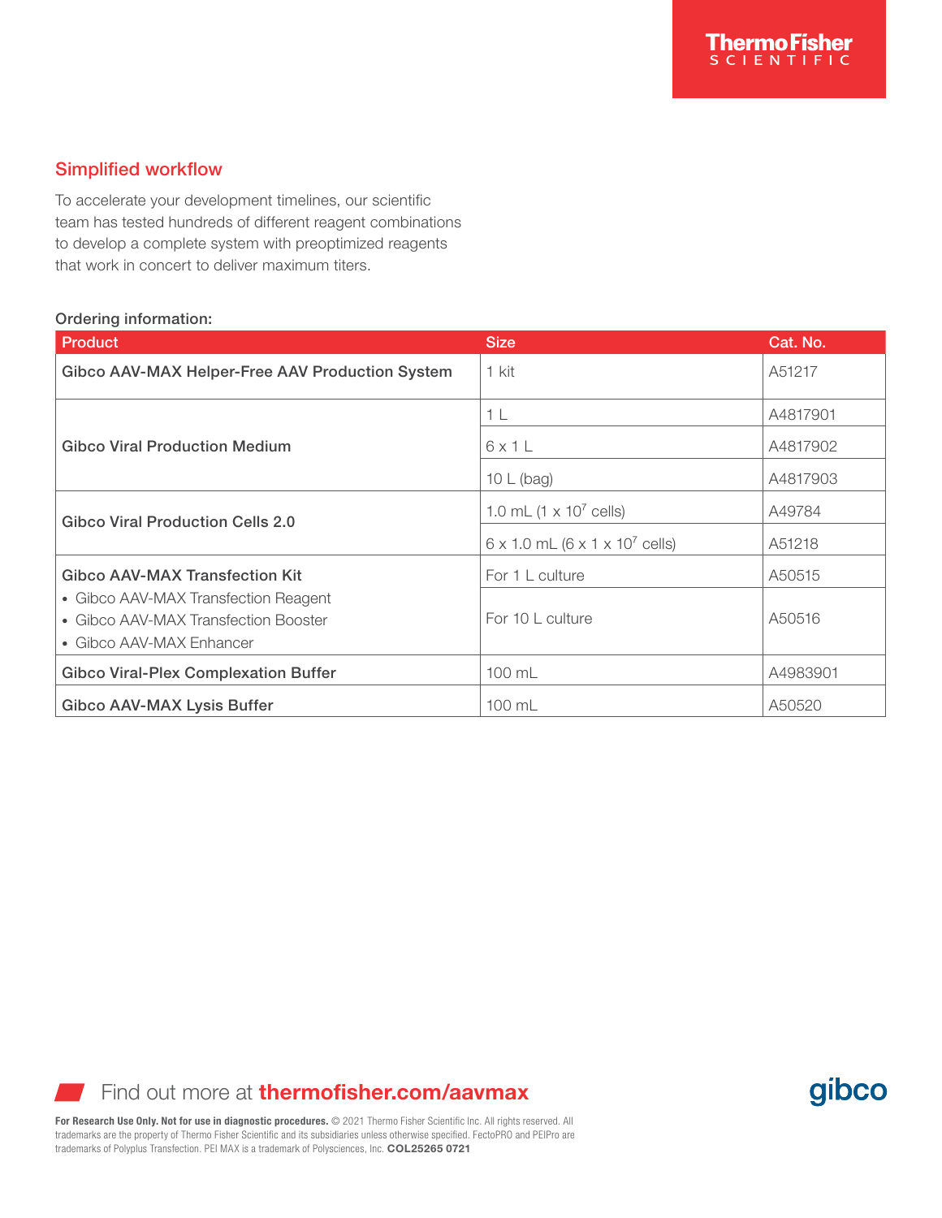## Simplified workflow

To accelerate your development timelines, our scientific team has tested hundreds of different reagent combinations to develop a complete system with preoptimized reagents that work in concert to deliver maximum titers.

Ordering information:

| Product | Size | Cat. No. |
| --- | --- | --- |
| **Gibco AAV-MAX Helper-Free AAV Production System** | 1 kit | A51217 |
| **Gibco Viral Production Medium** | 1 L | A4817901 |
| | 6 x 1 L | A4817902 |
| | 10 L (bag) | A4817903 |
| **Gibco Viral Production Cells 2.0** | 1.0 mL (1 x $10^7$ cells) | A49784 |
| | 6 x 1.0 mL (6 x 1 x $10^7$ cells) | A51218 |
| **Gibco AAV-MAX Transfection Kit** • Gibco AAV-MAX Transfection Reagent • Gibco AAV-MAX Transfection Booster • Gibco AAV-MAX Enhancer | For 1 L culture | A50515 |
| | For 10 L culture | A50516 |
| **Gibco Viral-Plex Complexation Buffer** | 100 mL | A4983901 |
| **Gibco AAV-MAX Lysis Buffer** | 100 mL | A50520 |

Find out more at **thermofisher.com/aavmax**

**For Research Use Only. Not for use in diagnostic procedures.** © 2021 Thermo Fisher Scientific Inc. All rights reserved. All trademarks are the property of Thermo Fisher Scientific and its subsidiaries unless otherwise specified. FectoPRO and PEIPro are trademarks of Polyplus Transfection. PEI MAX is a trademark of Polysciences, Inc. **COL25265 0721**